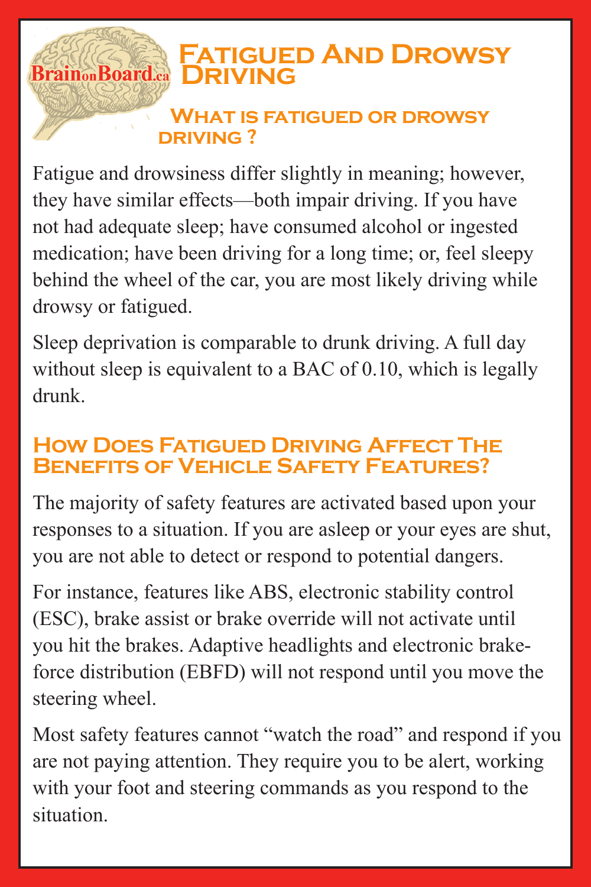BrainonBoard.ca

# Fatigued And Drowsy Driving

## What is fatigued or drowsy driving ?

Fatigue and drowsiness differ slightly in meaning; however, they have similar effects—both impair driving. If you have not had adequate sleep; have consumed alcohol or ingested medication; have been driving for a long time; or, feel sleepy behind the wheel of the car, you are most likely driving while drowsy or fatigued.

Sleep deprivation is comparable to drunk driving. A full day without sleep is equivalent to a BAC of 0.10, which is legally drunk.

## How Does Fatigued Driving Affect The Benefits of Vehicle Safety Features?

The majority of safety features are activated based upon your responses to a situation. If you are asleep or your eyes are shut, you are not able to detect or respond to potential dangers.

For instance, features like ABS, electronic stability control (ESC), brake assist or brake override will not activate until you hit the brakes. Adaptive headlights and electronic brake-force distribution (EBFD) will not respond until you move the steering wheel.

Most safety features cannot "watch the road" and respond if you are not paying attention. They require you to be alert, working with your foot and steering commands as you respond to the situation.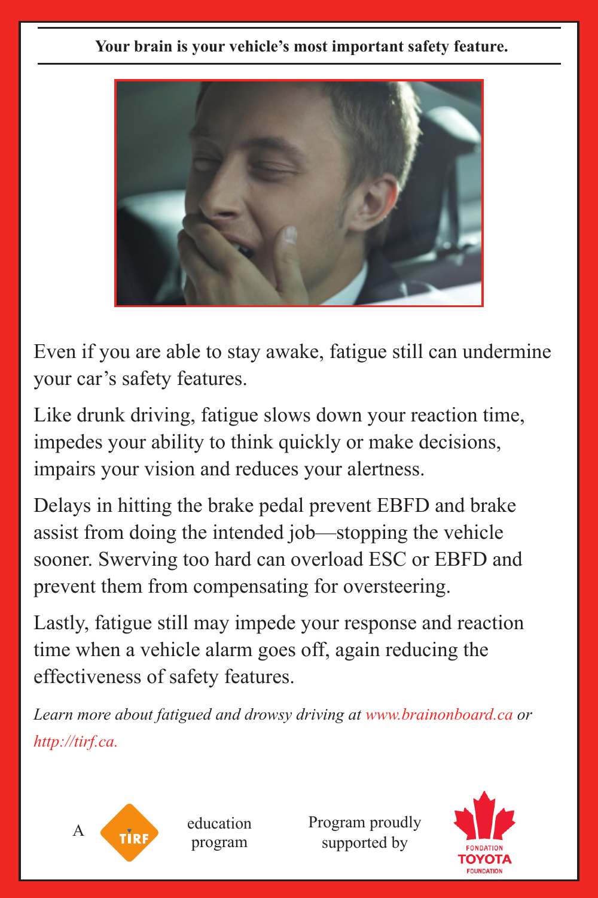**Your brain is your vehicle's most important safety feature.**

Even if you are able to stay awake, fatigue still can undermine your car's safety features.

Like drunk driving, fatigue slows down your reaction time, impedes your ability to think quickly or make decisions, impairs your vision and reduces your alertness.

Delays in hitting the brake pedal prevent EBFD and brake assist from doing the intended job—stopping the vehicle sooner. Swerving too hard can overload ESC or EBFD and prevent them from compensating for oversteering.

Lastly, fatigue still may impede your response and reaction time when a vehicle alarm goes off, again reducing the effectiveness of safety features.

*Learn more about fatigued and drowsy driving at www.brainonboard.ca or http://tirf.ca.*

A TIRF education program

Program proudly supported by FONDATION TOYOTA FOUNDATION